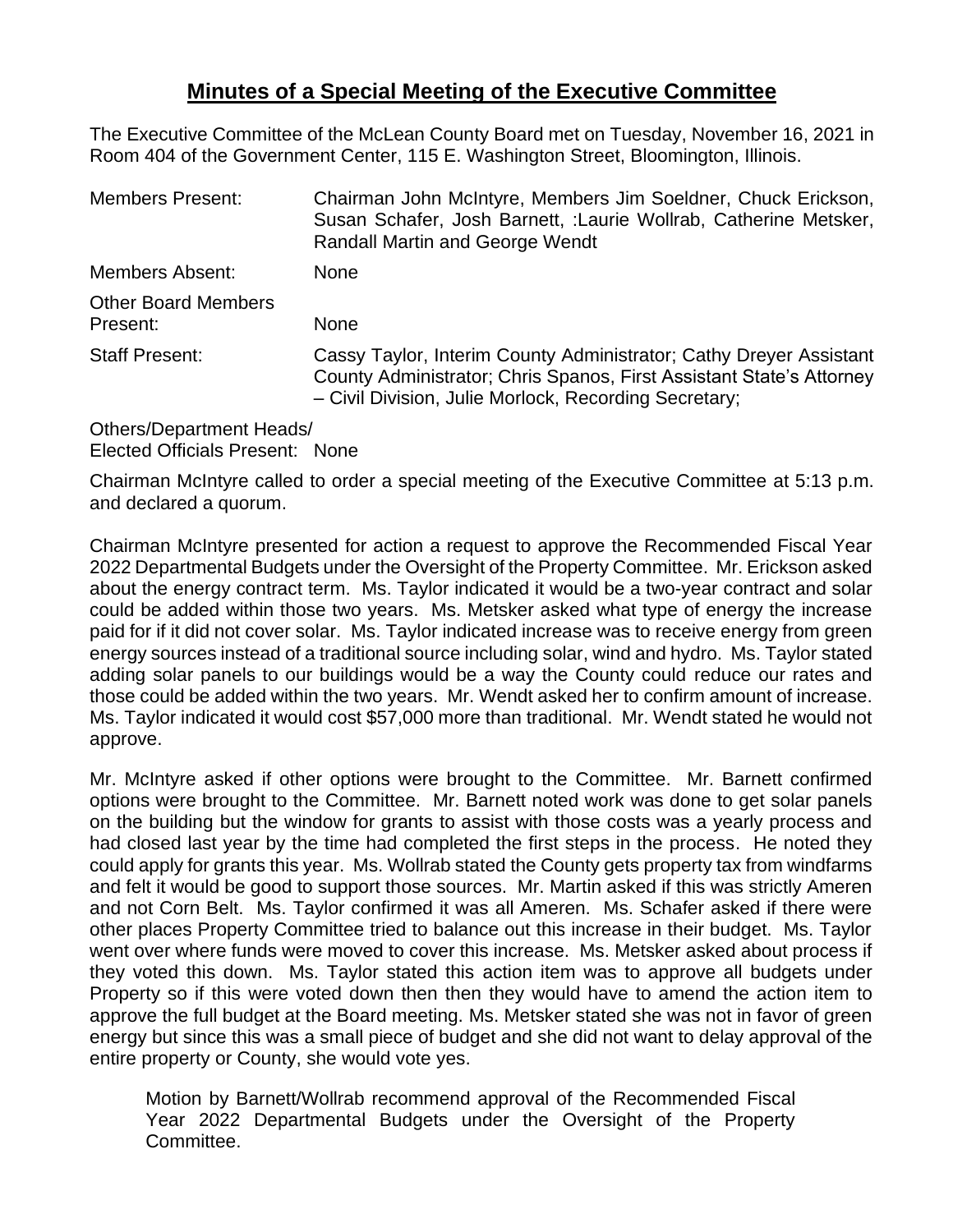# Minutes of a Special Meeting of the Executive Committee

The Executive Committee of the McLean County Board met on Tuesday, November 16, 2021 in Room 404 of the Government Center, 115 E. Washington Street, Bloomington, Illinois.

| | |
|---|---|
| Members Present: | Chairman John McIntyre, Members Jim Soeldner, Chuck Erickson, Susan Schafer, Josh Barnett, :Laurie Wollrab, Catherine Metsker, Randall Martin and George Wendt |
| Members Absent: | None |
| Other Board Members Present: | None |
| Staff Present: | Cassy Taylor, Interim County Administrator; Cathy Dreyer Assistant County Administrator; Chris Spanos, First Assistant State's Attorney – Civil Division, Julie Morlock, Recording Secretary; |

Others/Department Heads/
Elected Officials Present: None

Chairman McIntyre called to order a special meeting of the Executive Committee at 5:13 p.m. and declared a quorum.

Chairman McIntyre presented for action a request to approve the Recommended Fiscal Year 2022 Departmental Budgets under the Oversight of the Property Committee. Mr. Erickson asked about the energy contract term. Ms. Taylor indicated it would be a two-year contract and solar could be added within those two years. Ms. Metsker asked what type of energy the increase paid for if it did not cover solar. Ms. Taylor indicated increase was to receive energy from green energy sources instead of a traditional source including solar, wind and hydro. Ms. Taylor stated adding solar panels to our buildings would be a way the County could reduce our rates and those could be added within the two years. Mr. Wendt asked her to confirm amount of increase. Ms. Taylor indicated it would cost $57,000 more than traditional. Mr. Wendt stated he would not approve.

Mr. McIntyre asked if other options were brought to the Committee. Mr. Barnett confirmed options were brought to the Committee. Mr. Barnett noted work was done to get solar panels on the building but the window for grants to assist with those costs was a yearly process and had closed last year by the time had completed the first steps in the process. He noted they could apply for grants this year. Ms. Wollrab stated the County gets property tax from windfarms and felt it would be good to support those sources. Mr. Martin asked if this was strictly Ameren and not Corn Belt. Ms. Taylor confirmed it was all Ameren. Ms. Schafer asked if there were other places Property Committee tried to balance out this increase in their budget. Ms. Taylor went over where funds were moved to cover this increase. Ms. Metsker asked about process if they voted this down. Ms. Taylor stated this action item was to approve all budgets under Property so if this were voted down then then they would have to amend the action item to approve the full budget at the Board meeting. Ms. Metsker stated she was not in favor of green energy but since this was a small piece of budget and she did not want to delay approval of the entire property or County, she would vote yes.

> Motion by Barnett/Wollrab recommend approval of the Recommended Fiscal Year 2022 Departmental Budgets under the Oversight of the Property Committee.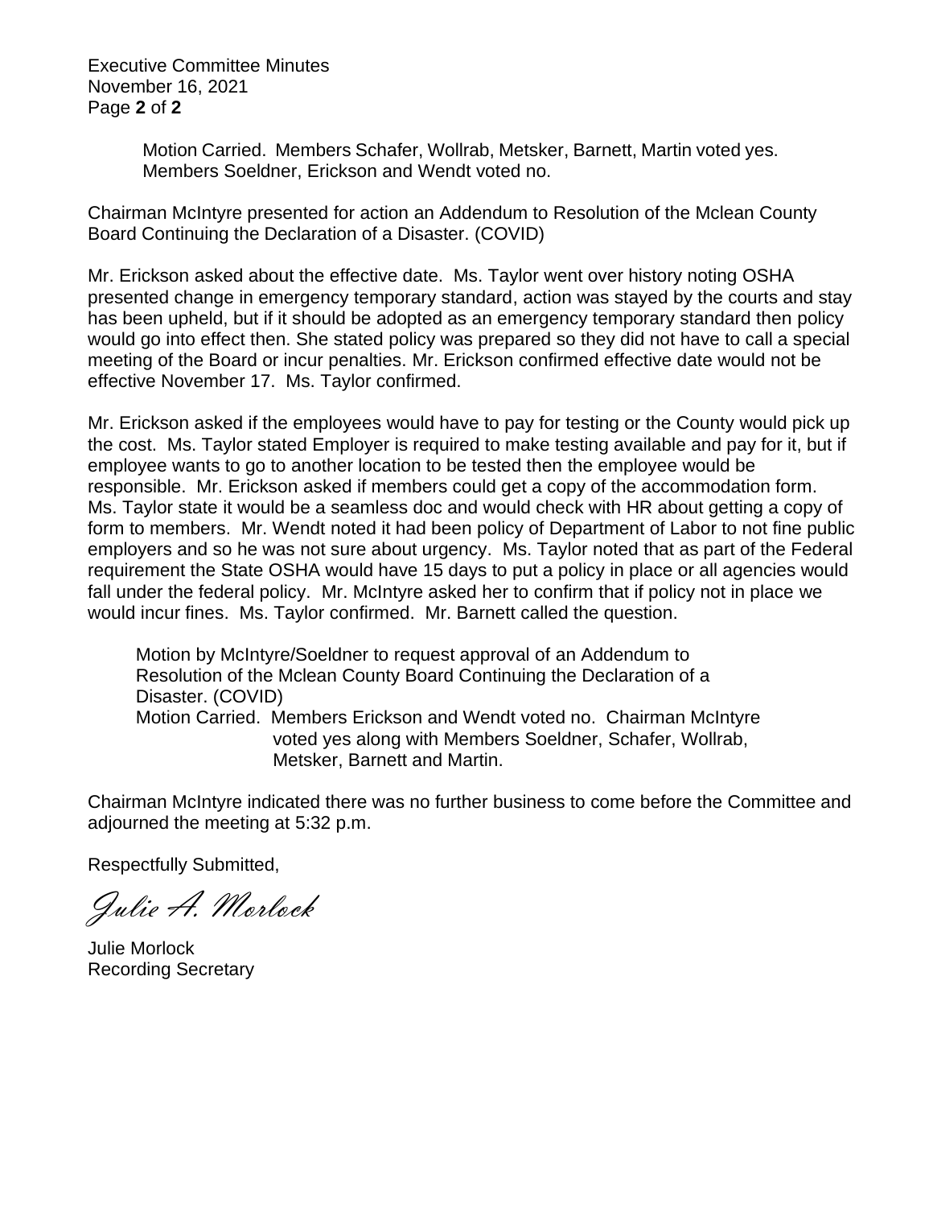Motion Carried. Members Schafer, Wollrab, Metsker, Barnett, Martin voted yes. Members Soeldner, Erickson and Wendt voted no.

Chairman McIntyre presented for action an Addendum to Resolution of the Mclean County Board Continuing the Declaration of a Disaster. (COVID)

Mr. Erickson asked about the effective date. Ms. Taylor went over history noting OSHA presented change in emergency temporary standard, action was stayed by the courts and stay has been upheld, but if it should be adopted as an emergency temporary standard then policy would go into effect then. She stated policy was prepared so they did not have to call a special meeting of the Board or incur penalties. Mr. Erickson confirmed effective date would not be effective November 17. Ms. Taylor confirmed.

Mr. Erickson asked if the employees would have to pay for testing or the County would pick up the cost. Ms. Taylor stated Employer is required to make testing available and pay for it, but if employee wants to go to another location to be tested then the employee would be responsible. Mr. Erickson asked if members could get a copy of the accommodation form. Ms. Taylor state it would be a seamless doc and would check with HR about getting a copy of form to members. Mr. Wendt noted it had been policy of Department of Labor to not fine public employers and so he was not sure about urgency. Ms. Taylor noted that as part of the Federal requirement the State OSHA would have 15 days to put a policy in place or all agencies would fall under the federal policy. Mr. McIntyre asked her to confirm that if policy not in place we would incur fines. Ms. Taylor confirmed. Mr. Barnett called the question.

Motion by McIntyre/Soeldner to request approval of an Addendum to Resolution of the Mclean County Board Continuing the Declaration of a Disaster. (COVID)
Motion Carried. Members Erickson and Wendt voted no. Chairman McIntyre voted yes along with Members Soeldner, Schafer, Wollrab, Metsker, Barnett and Martin.

Chairman McIntyre indicated there was no further business to come before the Committee and adjourned the meeting at 5:32 p.m.

Respectfully Submitted,

*Julie A. Morlock*

Julie Morlock
Recording Secretary